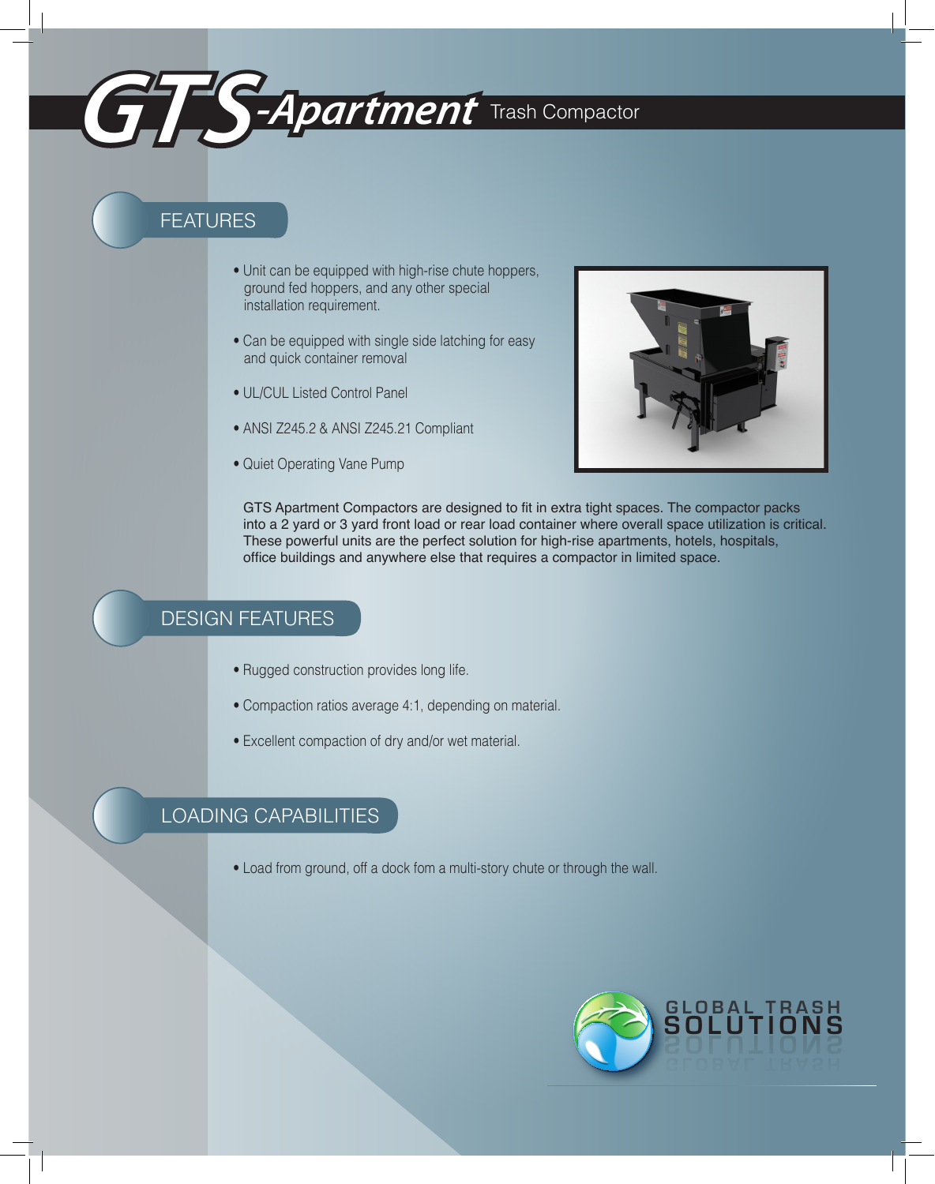# GTS-Apartment Trash Compactor

## FEATURES

- Unit can be equipped with high-rise chute hoppers, ground fed hoppers, and any other special installation requirement.
- Can be equipped with single side latching for easy and quick container removal
- UL/CUL Listed Control Panel
- ANSI Z245.2 & ANSI Z245.21 Compliant
- Quiet Operating Vane Pump

GTS Apartment Compactors are designed to fit in extra tight spaces. The compactor packs into a 2 yard or 3 yard front load or rear load container where overall space utilization is critical. These powerful units are the perfect solution for high-rise apartments, hotels, hospitals, office buildings and anywhere else that requires a compactor in limited space.

## DESIGN FEATURES

- Rugged construction provides long life.
- Compaction ratios average 4:1, depending on material.
- Excellent compaction of dry and/or wet material.

## LOADING CAPABILITIES

- Load from ground, off a dock fom a multi-story chute or through the wall.

GLOBAL TRASH SOLUTIONS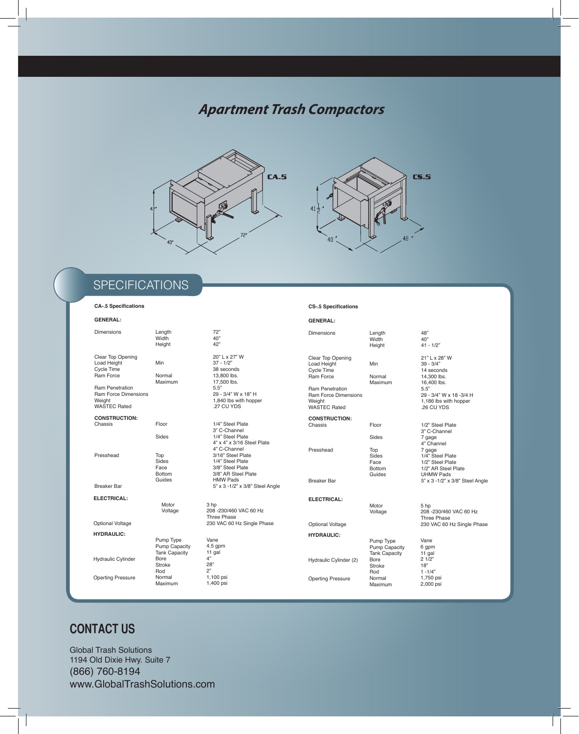# Apartment Trash Compactors

CA.5

42"

40"

72"

CS.5

41 1/2"

40"

48"

## SPECIFICATIONS

### CA-.5 Specifications

**GENERAL:**

| | | |
|---|---|---|
| Dimensions | Length | 72" |
| | Width | 40" |
| | Height | 42" |
| Clear Top Opening | | 20" L x 27" W |
| Load Height | Min | 37 - 1/2" |
| Cycle Time | | 38 seconds |
| Ram Force | Normal | 13,800 lbs. |
| | Maximum | 17,500 lbs. |
| Ram Penetration | | 5.5" |
| Ram Force Dimensions | | 29 - 3/4" W x 18" H |
| Weight | | 1,840 lbs with hopper |
| WASTEC Rated | | .27 CU YDS |

**CONSTRUCTION:**

| | | |
|---|---|---|
| Chassis | Floor | 1/4" Steel Plate |
| | | 3" C-Channel |
| | Sides | 1/4" Steel Plate |
| | | 4" x 4" x 3/16 Steel Plate |
| | | 4" C-Channel |
| Presshead | Top | 3/16" Steel Plate |
| | Sides | 1/4" Steel Plate |
| | Face | 3/8" Steel Plate |
| | Bottom | 3/8" AR Steel Plate |
| | Guides | HMW Pads |
| Breaker Bar | | 5" x 3 -1/2" x 3/8" Steel Angle |

**ELECTRICAL:**

| | | |
|---|---|---|
| | Motor | 3 hp |
| | Voltage | 208 -230/460 VAC 60 Hz |
| | | Three Phase |
| Optional Voltage | | 230 VAC 60 Hz Single Phase |

**HYDRAULIC:**

| | | |
|---|---|---|
| | Pump Type | Vane |
| | Pump Capacity | 4.5 gpm |
| | Tank Capacity | 11 gal |
| Hydraulic Cylinder | Bore | 4" |
| | Stroke | 28" |
| | Rod | 2" |
| Operting Pressure | Normal | 1,100 psi |
| | Maximum | 1,400 psi |

### CS-.5 Specifications

**GENERAL:**

| | | |
|---|---|---|
| Dimensions | Length | 48" |
| | Width | 40" |
| | Height | 41 - 1/2" |
| Clear Top Opening | | 21" L x 28" W |
| Load Height | Min | 39 - 3/4" |
| Cycle Time | | 14 seconds |
| Ram Force | Normal | 14,300 lbs. |
| | Maximum | 16,400 lbs. |
| Ram Penetration | | 5.5" |
| Ram Force Dimensions | | 29 - 3/4" W x 18 -3/4 H |
| Weight | | 1,186 lbs with hopper |
| WASTEC Rated | | .26 CU YDS |

**CONSTRUCTION:**

| | | |
|---|---|---|
| Chassis | Floor | 1/2" Steel Plate |
| | | 3" C-Channel |
| | Sides | 7 gage |
| | | 4" Channel |
| Presshead | Top | 7 gage |
| | Sides | 1/4" Steel Plate |
| | Face | 1/2" Steel Plate |
| | Bottom | 1/2" AR Steel Plate |
| | Guides | UHMW Pads |
| Breaker Bar | | 5" x 3 -1/2" x 3/8" Steel Angle |

**ELECTRICAL:**

| | | |
|---|---|---|
| | Motor | 5 hp |
| | Voltage | 208 -230/460 VAC 60 Hz |
| | | Three Phase |
| Optional Voltage | | 230 VAC 60 Hz Single Phase |

**HYDRAULIC:**

| | | |
|---|---|---|
| | Pump Type | Vane |
| | Pump Capacity | 6 gpm |
| | Tank Capacity | 11 gal |
| Hydraulic Cylinder (2) | Bore | 2 1/2" |
| | Stroke | 18" |
| | Rod | 1 -1/4" |
| Operting Pressure | Normal | 1,750 psi |
| | Maximum | 2,000 psi |

## CONTACT US

Global Trash Solutions
1194 Old Dixie Hwy. Suite 7
(866) 760-8194
www.GlobalTrashSolutions.com